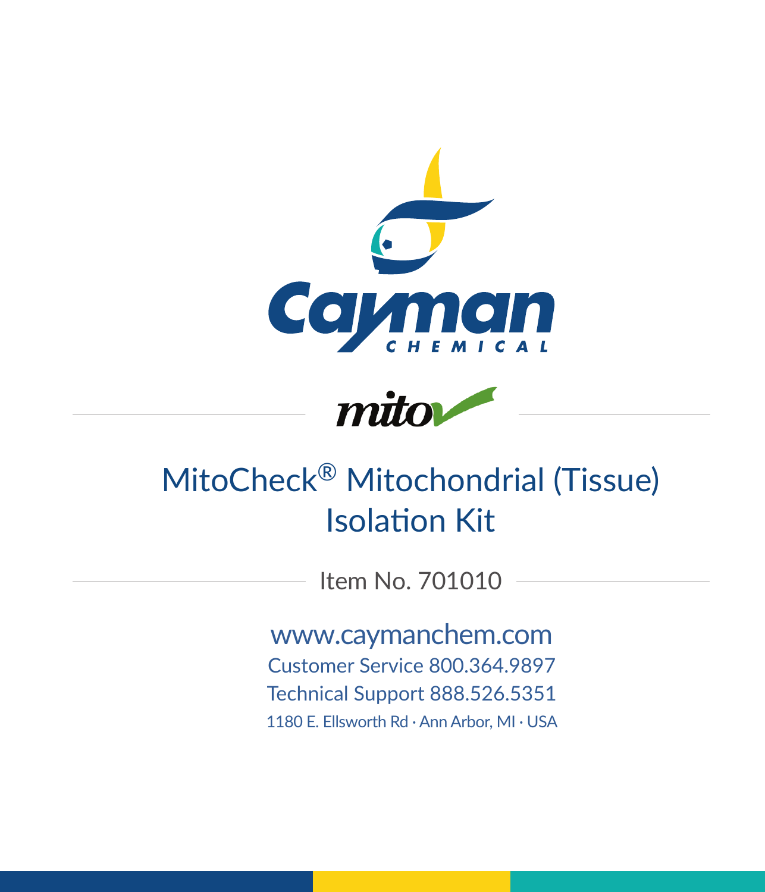Cayman CHEMICAL

mito

# MitoCheck® Mitochondrial (Tissue) Isolation Kit

Item No. 701010

www.caymanchem.com

Customer Service 800.364.9897

Technical Support 888.526.5351

1180 E. Ellsworth Rd · Ann Arbor, MI · USA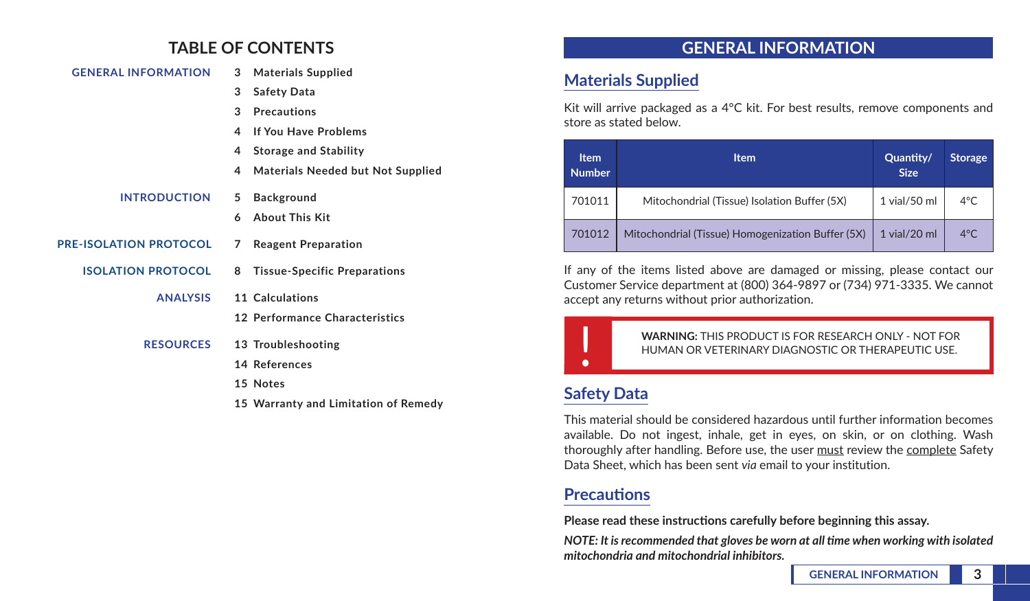# TABLE OF CONTENTS

| Section | Page | Topic |
|---|---|---|
| GENERAL INFORMATION | 3 | Materials Supplied |
| | 3 | Safety Data |
| | 3 | Precautions |
| | 4 | If You Have Problems |
| | 4 | Storage and Stability |
| | 4 | Materials Needed but Not Supplied |
| INTRODUCTION | 5 | Background |
| | 6 | About This Kit |
| PRE-ISOLATION PROTOCOL | 7 | Reagent Preparation |
| ISOLATION PROTOCOL | 8 | Tissue-Specific Preparations |
| ANALYSIS | 11 | Calculations |
| | 12 | Performance Characteristics |
| RESOURCES | 13 | Troubleshooting |
| | 14 | References |
| | 15 | Notes |
| | 15 | Warranty and Limitation of Remedy |

# GENERAL INFORMATION

## Materials Supplied

Kit will arrive packaged as a 4°C kit. For best results, remove components and store as stated below.

| Item Number | Item | Quantity/Size | Storage |
|---|---|---|---|
| 701011 | Mitochondrial (Tissue) Isolation Buffer (5X) | 1 vial/50 ml | 4°C |
| 701012 | Mitochondrial (Tissue) Homogenization Buffer (5X) | 1 vial/20 ml | 4°C |

If any of the items listed above are damaged or missing, please contact our Customer Service department at (800) 364-9897 or (734) 971-3335. We cannot accept any returns without prior authorization.

**!** **WARNING:** THIS PRODUCT IS FOR RESEARCH ONLY - NOT FOR HUMAN OR VETERINARY DIAGNOSTIC OR THERAPEUTIC USE.

## Safety Data

This material should be considered hazardous until further information becomes available. Do not ingest, inhale, get in eyes, on skin, or on clothing. Wash thoroughly after handling. Before use, the user must review the complete Safety Data Sheet, which has been sent *via* email to your institution.

## Precautions

**Please read these instructions carefully before beginning this assay.**

***NOTE: It is recommended that gloves be worn at all time when working with isolated mitochondria and mitochondrial inhibitors.***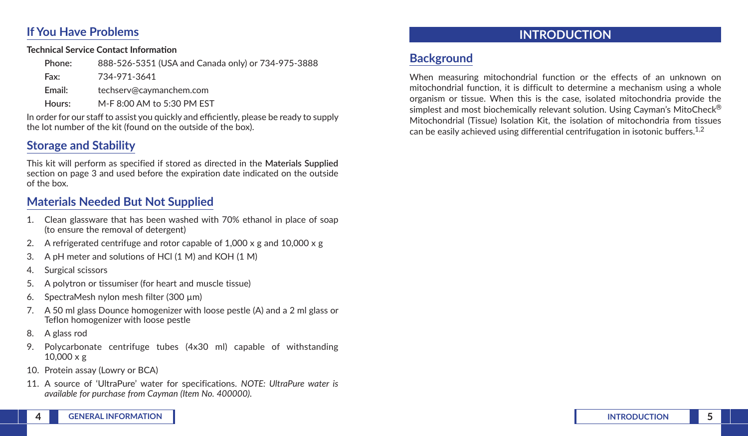## If You Have Problems

**Technical Service Contact Information**

**Phone:** 888-526-5351 (USA and Canada only) or 734-975-3888

**Fax:** 734-971-3641

**Email:** techserv@caymanchem.com

**Hours:** M-F 8:00 AM to 5:30 PM EST

In order for our staff to assist you quickly and efficiently, please be ready to supply the lot number of the kit (found on the outside of the box).

## Storage and Stability

This kit will perform as specified if stored as directed in the **Materials Supplied** section on page 3 and used before the expiration date indicated on the outside of the box.

## Materials Needed But Not Supplied

1. Clean glassware that has been washed with 70% ethanol in place of soap (to ensure the removal of detergent)
2. A refrigerated centrifuge and rotor capable of 1,000 x g and 10,000 x g
3. A pH meter and solutions of HCl (1 M) and KOH (1 M)
4. Surgical scissors
5. A polytron or tissumiser (for heart and muscle tissue)
6. SpectraMesh nylon mesh filter (300 µm)
7. A 50 ml glass Dounce homogenizer with loose pestle (A) and a 2 ml glass or Teflon homogenizer with loose pestle
8. A glass rod
9. Polycarbonate centrifuge tubes (4x30 ml) capable of withstanding 10,000 x g
10. Protein assay (Lowry or BCA)
11. A source of 'UltraPure' water for specifications. *NOTE: UltraPure water is available for purchase from Cayman (Item No. 400000).*

# INTRODUCTION

## Background

When measuring mitochondrial function or the effects of an unknown on mitochondrial function, it is difficult to determine a mechanism using a whole organism or tissue. When this is the case, isolated mitochondria provide the simplest and most biochemically relevant solution. Using Cayman's MitoCheck® Mitochondrial (Tissue) Isolation Kit, the isolation of mitochondria from tissues can be easily achieved using differential centrifugation in isotonic buffers.[1,2]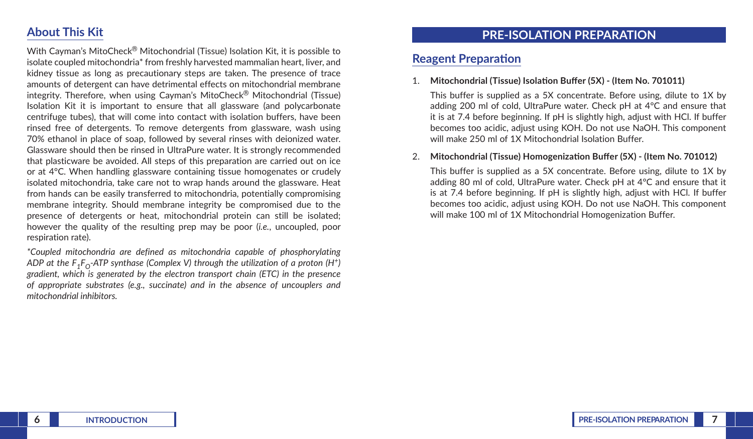## About This Kit

With Cayman's MitoCheck® Mitochondrial (Tissue) Isolation Kit, it is possible to isolate coupled mitochondria* from freshly harvested mammalian heart, liver, and kidney tissue as long as precautionary steps are taken. The presence of trace amounts of detergent can have detrimental effects on mitochondrial membrane integrity. Therefore, when using Cayman's MitoCheck® Mitochondrial (Tissue) Isolation Kit it is important to ensure that all glassware (and polycarbonate centrifuge tubes), that will come into contact with isolation buffers, have been rinsed free of detergents. To remove detergents from glassware, wash using 70% ethanol in place of soap, followed by several rinses with deionized water. Glassware should then be rinsed in UltraPure water. It is strongly recommended that plasticware be avoided. All steps of this preparation are carried out on ice or at 4°C. When handling glassware containing tissue homogenates or crudely isolated mitochondria, take care not to wrap hands around the glassware. Heat from hands can be easily transferred to mitochondria, potentially compromising membrane integrity. Should membrane integrity be compromised due to the presence of detergents or heat, mitochondrial protein can still be isolated; however the quality of the resulting prep may be poor (*i.e.*, uncoupled, poor respiration rate).

*\*Coupled mitochondria are defined as mitochondria capable of phosphorylating ADP at the $F_1F_O$-ATP synthase (Complex V) through the utilization of a proton ($H^+$) gradient, which is generated by the electron transport chain (ETC) in the presence of appropriate substrates (e.g., succinate) and in the absence of uncouplers and mitochondrial inhibitors.*

# PRE-ISOLATION PREPARATION

## Reagent Preparation

1. **Mitochondrial (Tissue) Isolation Buffer (5X) - (Item No. 701011)**

   This buffer is supplied as a 5X concentrate. Before using, dilute to 1X by adding 200 ml of cold, UltraPure water. Check pH at 4°C and ensure that it is at 7.4 before beginning. If pH is slightly high, adjust with HCl. If buffer becomes too acidic, adjust using KOH. Do not use NaOH. This component will make 250 ml of 1X Mitochondrial Isolation Buffer.

2. **Mitochondrial (Tissue) Homogenization Buffer (5X) - (Item No. 701012)**

   This buffer is supplied as a 5X concentrate. Before using, dilute to 1X by adding 80 ml of cold, UltraPure water. Check pH at 4°C and ensure that it is at 7.4 before beginning. If pH is slightly high, adjust with HCl. If buffer becomes too acidic, adjust using KOH. Do not use NaOH. This component will make 100 ml of 1X Mitochondrial Homogenization Buffer.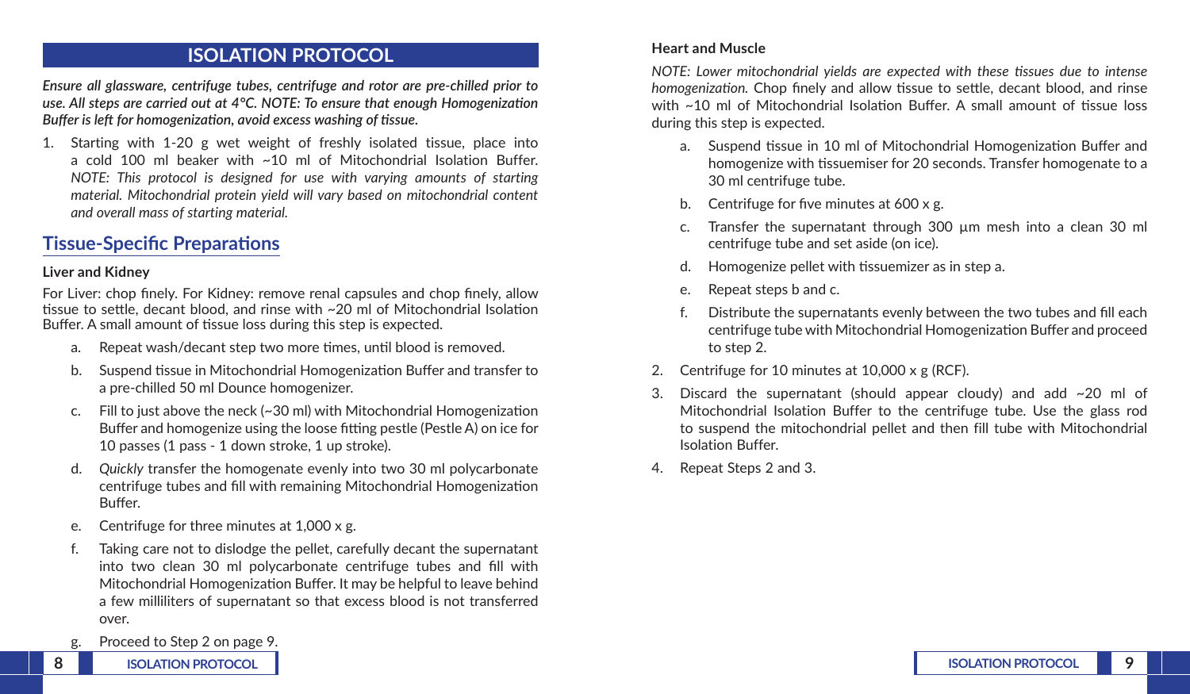## ISOLATION PROTOCOL

***Ensure all glassware, centrifuge tubes, centrifuge and rotor are pre-chilled prior to use. All steps are carried out at 4°C. NOTE: To ensure that enough Homogenization Buffer is left for homogenization, avoid excess washing of tissue.***

1. Starting with 1-20 g wet weight of freshly isolated tissue, place into a cold 100 ml beaker with ~10 ml of Mitochondrial Isolation Buffer. *NOTE: This protocol is designed for use with varying amounts of starting material. Mitochondrial protein yield will vary based on mitochondrial content and overall mass of starting material.*

### Tissue-Specific Preparations

**Liver and Kidney**

For Liver: chop finely. For Kidney: remove renal capsules and chop finely, allow tissue to settle, decant blood, and rinse with ~20 ml of Mitochondrial Isolation Buffer. A small amount of tissue loss during this step is expected.

a. Repeat wash/decant step two more times, until blood is removed.

b. Suspend tissue in Mitochondrial Homogenization Buffer and transfer to a pre-chilled 50 ml Dounce homogenizer.

c. Fill to just above the neck (~30 ml) with Mitochondrial Homogenization Buffer and homogenize using the loose fitting pestle (Pestle A) on ice for 10 passes (1 pass - 1 down stroke, 1 up stroke).

d. *Quickly* transfer the homogenate evenly into two 30 ml polycarbonate centrifuge tubes and fill with remaining Mitochondrial Homogenization Buffer.

e. Centrifuge for three minutes at 1,000 x g.

f. Taking care not to dislodge the pellet, carefully decant the supernatant into two clean 30 ml polycarbonate centrifuge tubes and fill with Mitochondrial Homogenization Buffer. It may be helpful to leave behind a few milliliters of supernatant so that excess blood is not transferred over.

g. Proceed to Step 2 on page 9.

**Heart and Muscle**

*NOTE: Lower mitochondrial yields are expected with these tissues due to intense homogenization.* Chop finely and allow tissue to settle, decant blood, and rinse with ~10 ml of Mitochondrial Isolation Buffer. A small amount of tissue loss during this step is expected.

a. Suspend tissue in 10 ml of Mitochondrial Homogenization Buffer and homogenize with tissuemiser for 20 seconds. Transfer homogenate to a 30 ml centrifuge tube.

b. Centrifuge for five minutes at 600 x g.

c. Transfer the supernatant through 300 µm mesh into a clean 30 ml centrifuge tube and set aside (on ice).

d. Homogenize pellet with tissuemizer as in step a.

e. Repeat steps b and c.

f. Distribute the supernatants evenly between the two tubes and fill each centrifuge tube with Mitochondrial Homogenization Buffer and proceed to step 2.

2. Centrifuge for 10 minutes at 10,000 x g (RCF).

3. Discard the supernatant (should appear cloudy) and add ~20 ml of Mitochondrial Isolation Buffer to the centrifuge tube. Use the glass rod to suspend the mitochondrial pellet and then fill tube with Mitochondrial Isolation Buffer.

4. Repeat Steps 2 and 3.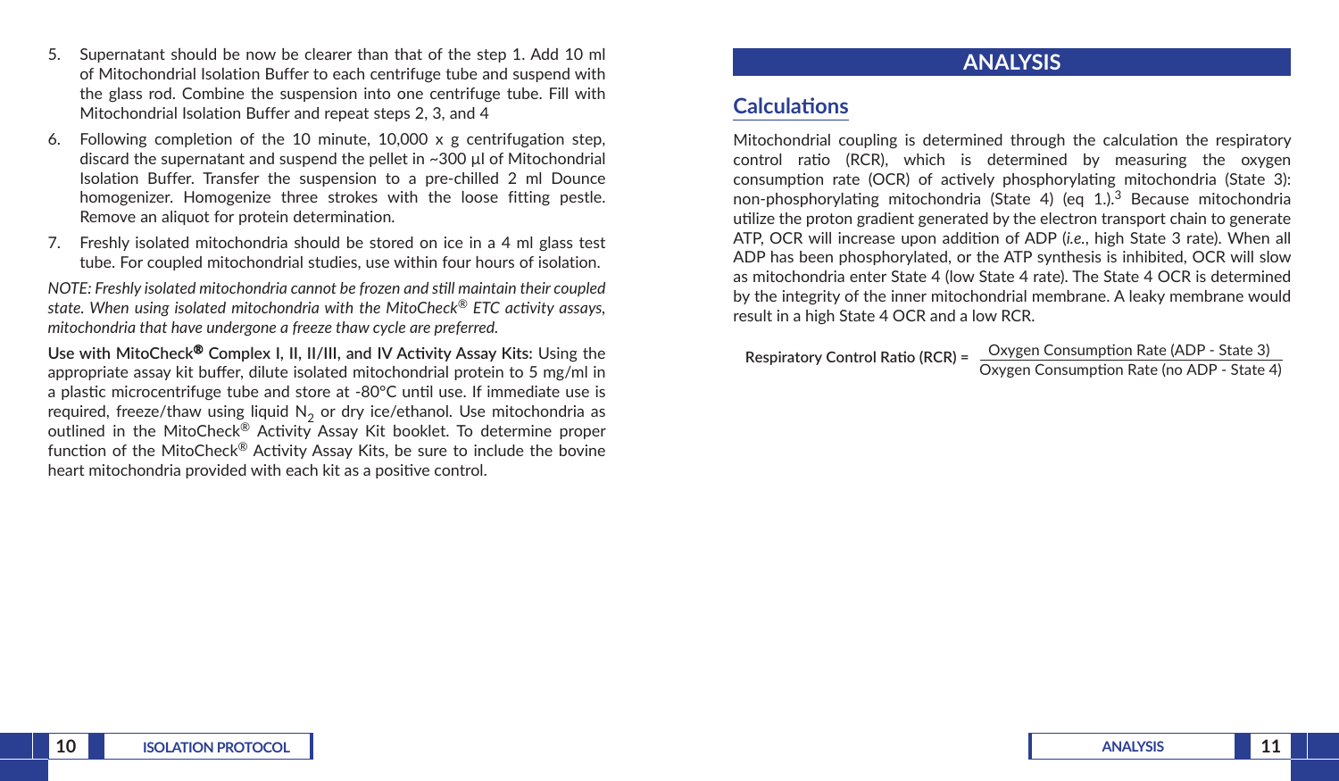5. Supernatant should be now be clearer than that of the step 1. Add 10 ml of Mitochondrial Isolation Buffer to each centrifuge tube and suspend with the glass rod. Combine the suspension into one centrifuge tube. Fill with Mitochondrial Isolation Buffer and repeat steps 2, 3, and 4
6. Following completion of the 10 minute, 10,000 x g centrifugation step, discard the supernatant and suspend the pellet in ~300 µl of Mitochondrial Isolation Buffer. Transfer the suspension to a pre-chilled 2 ml Dounce homogenizer. Homogenize three strokes with the loose fitting pestle. Remove an aliquot for protein determination.
7. Freshly isolated mitochondria should be stored on ice in a 4 ml glass test tube. For coupled mitochondrial studies, use within four hours of isolation.

*NOTE: Freshly isolated mitochondria cannot be frozen and still maintain their coupled state. When using isolated mitochondria with the MitoCheck® ETC activity assays, mitochondria that have undergone a freeze thaw cycle are preferred.*

**Use with MitoCheck® Complex I, II, II/III, and IV Activity Assay Kits:** Using the appropriate assay kit buffer, dilute isolated mitochondrial protein to 5 mg/ml in a plastic microcentrifuge tube and store at -80°C until use. If immediate use is required, freeze/thaw using liquid $N_2$ or dry ice/ethanol. Use mitochondria as outlined in the MitoCheck® Activity Assay Kit booklet. To determine proper function of the MitoCheck® Activity Assay Kits, be sure to include the bovine heart mitochondria provided with each kit as a positive control.

# ANALYSIS

## Calculations

Mitochondrial coupling is determined through the calculation the respiratory control ratio (RCR), which is determined by measuring the oxygen consumption rate (OCR) of actively phosphorylating mitochondria (State 3): non-phosphorylating mitochondria (State 4) (eq 1.).[3] Because mitochondria utilize the proton gradient generated by the electron transport chain to generate ATP, OCR will increase upon addition of ADP (*i.e.*, high State 3 rate). When all ADP has been phosphorylated, or the ATP synthesis is inhibited, OCR will slow as mitochondria enter State 4 (low State 4 rate). The State 4 OCR is determined by the integrity of the inner mitochondrial membrane. A leaky membrane would result in a high State 4 OCR and a low RCR.

$$\textbf{Respiratory Control Ratio (RCR)} = \frac{\text{Oxygen Consumption Rate (ADP - State 3)}}{\text{Oxygen Consumption Rate (no ADP - State 4)}}$$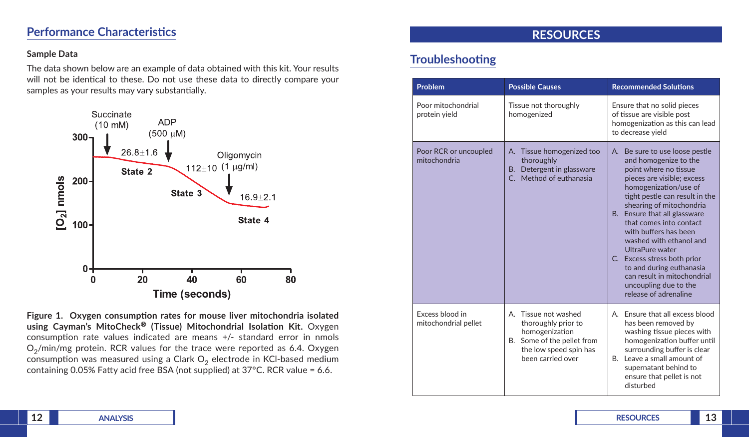## Performance Characteristics

**Sample Data**

The data shown below are an example of data obtained with this kit. Your results will not be identical to these. Do not use these data to directly compare your samples as your results may vary substantially.

**Figure 1. Oxygen consumption rates for mouse liver mitochondria isolated using Cayman's MitoCheck® (Tissue) Mitochondrial Isolation Kit.** Oxygen consumption rate values indicated are means +/- standard error in nmols $O_2$/min/mg protein. RCR values for the trace were reported as 6.4. Oxygen consumption was measured using a Clark $O_2$ electrode in KCl-based medium containing 0.05% Fatty acid free BSA (not supplied) at 37°C. RCR value = 6.6.

# RESOURCES

## Troubleshooting

| Problem | Possible Causes | Recommended Solutions |
|---|---|---|
| Poor mitochondrial protein yield | Tissue not thoroughly homogenized | Ensure that no solid pieces of tissue are visible post homogenization as this can lead to decrease yield |
| Poor RCR or uncoupled mitochondria | A. Tissue homogenized too thoroughly<br>B. Detergent in glassware<br>C. Method of euthanasia | A. Be sure to use loose pestle and homogenize to the point where no tissue pieces are visible; excess homogenization/use of tight pestle can result in the shearing of mitochondria<br>B. Ensure that all glassware that comes into contact with buffers has been washed with ethanol and UltraPure water<br>C. Excess stress both prior to and during euthanasia can result in mitochondrial uncoupling due to the release of adrenaline |
| Excess blood in mitochondrial pellet | A. Tissue not washed thoroughly prior to homogenization<br>B. Some of the pellet from the low speed spin has been carried over | A. Ensure that all excess blood has been removed by washing tissue pieces with homogenization buffer until surrounding buffer is clear<br>B. Leave a small amount of supernatant behind to ensure that pellet is not disturbed |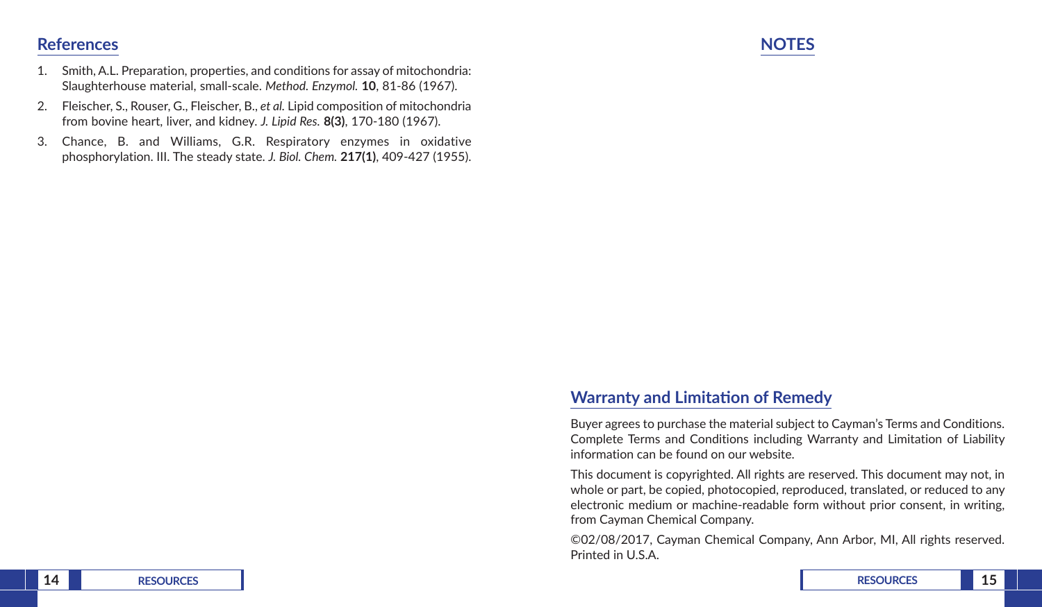## References

1. Smith, A.L. Preparation, properties, and conditions for assay of mitochondria: Slaughterhouse material, small-scale. *Method. Enzymol.* **10**, 81-86 (1967).
2. Fleischer, S., Rouser, G., Fleischer, B., *et al.* Lipid composition of mitochondria from bovine heart, liver, and kidney. *J. Lipid Res.* **8(3)**, 170-180 (1967).
3. Chance, B. and Williams, G.R. Respiratory enzymes in oxidative phosphorylation. III. The steady state. *J. Biol. Chem.* **217(1)**, 409-427 (1955).

## NOTES

## Warranty and Limitation of Remedy

Buyer agrees to purchase the material subject to Cayman's Terms and Conditions. Complete Terms and Conditions including Warranty and Limitation of Liability information can be found on our website.

This document is copyrighted. All rights are reserved. This document may not, in whole or part, be copied, photocopied, reproduced, translated, or reduced to any electronic medium or machine-readable form without prior consent, in writing, from Cayman Chemical Company.

©02/08/2017, Cayman Chemical Company, Ann Arbor, MI, All rights reserved. Printed in U.S.A.